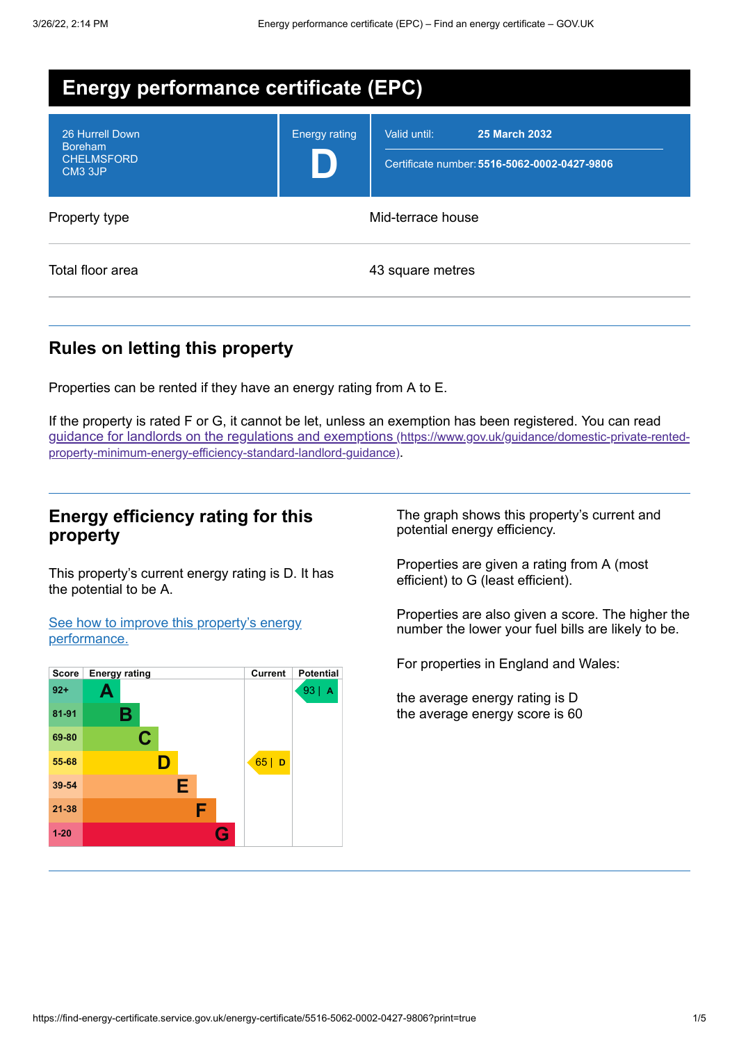# Energy performance certificate (EPC)

| | |
|---|---|
| 26 Hurrell Down<br>Boreham<br>CHELMSFORD<br>CM3 3JP | Energy rating<br>**D** |
| Valid until: | **25 March 2032** |
| Certificate number: | **5516-5062-0002-0427-9806** |

| | |
|---|---|
| Property type | Mid-terrace house |
| Total floor area | 43 square metres |

## Rules on letting this property

Properties can be rented if they have an energy rating from A to E.

If the property is rated F or G, it cannot be let, unless an exemption has been registered. You can read guidance for landlords on the regulations and exemptions (https://www.gov.uk/guidance/domestic-private-rented-property-minimum-energy-efficiency-standard-landlord-guidance).

## Energy efficiency rating for this property

This property's current energy rating is D. It has the potential to be A.

See how to improve this property's energy performance.

| Score | Energy rating | Current | Potential |
|---|---|---|---|
| 92+ | A | | 93 \| A |
| 81-91 | B | | |
| 69-80 | C | | |
| 55-68 | D | 65 \| D | |
| 39-54 | E | | |
| 21-38 | F | | |
| 1-20 | G | | |

The graph shows this property's current and potential energy efficiency.

Properties are given a rating from A (most efficient) to G (least efficient).

Properties are also given a score. The higher the number the lower your fuel bills are likely to be.

For properties in England and Wales:

the average energy rating is D
the average energy score is 60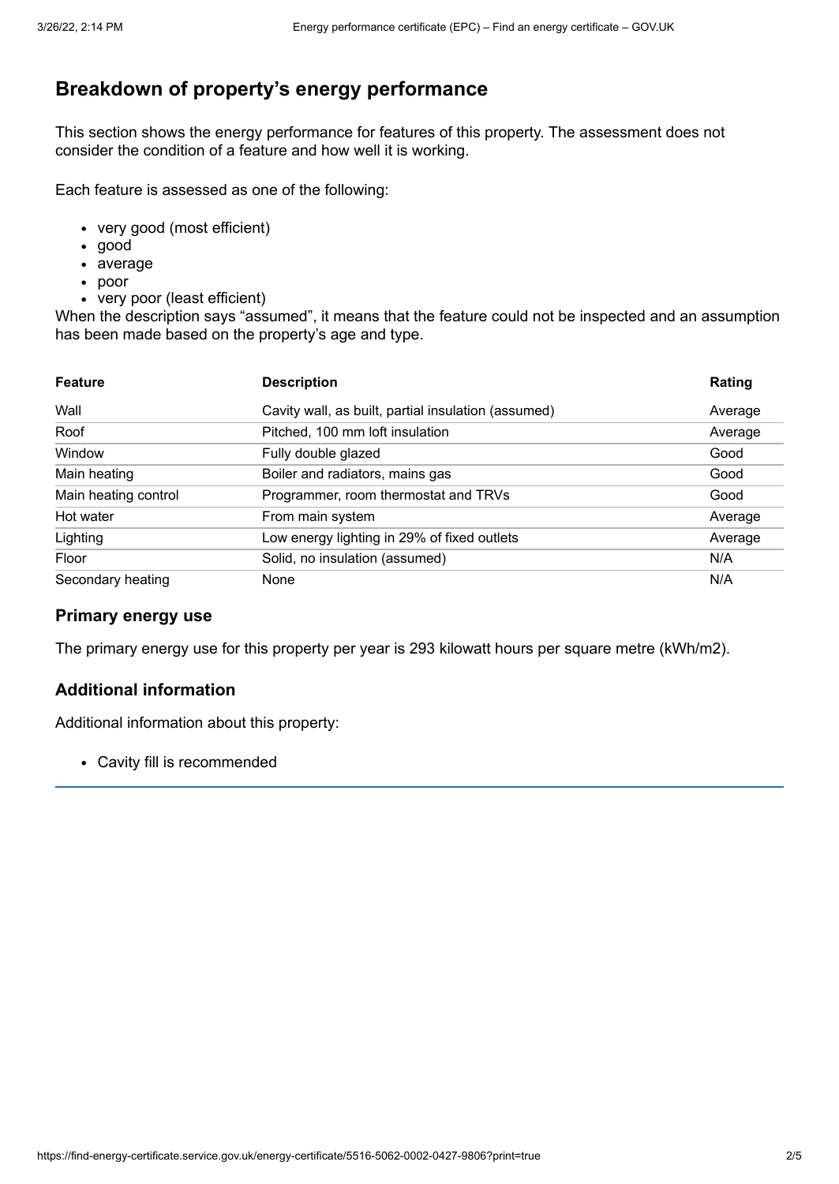## Breakdown of property's energy performance

This section shows the energy performance for features of this property. The assessment does not consider the condition of a feature and how well it is working.

Each feature is assessed as one of the following:

- very good (most efficient)
- good
- average
- poor
- very poor (least efficient)

When the description says "assumed", it means that the feature could not be inspected and an assumption has been made based on the property's age and type.

| Feature | Description | Rating |
| --- | --- | --- |
| Wall | Cavity wall, as built, partial insulation (assumed) | Average |
| Roof | Pitched, 100 mm loft insulation | Average |
| Window | Fully double glazed | Good |
| Main heating | Boiler and radiators, mains gas | Good |
| Main heating control | Programmer, room thermostat and TRVs | Good |
| Hot water | From main system | Average |
| Lighting | Low energy lighting in 29% of fixed outlets | Average |
| Floor | Solid, no insulation (assumed) | N/A |
| Secondary heating | None | N/A |

### Primary energy use

The primary energy use for this property per year is 293 kilowatt hours per square metre (kWh/m2).

### Additional information

Additional information about this property:

- Cavity fill is recommended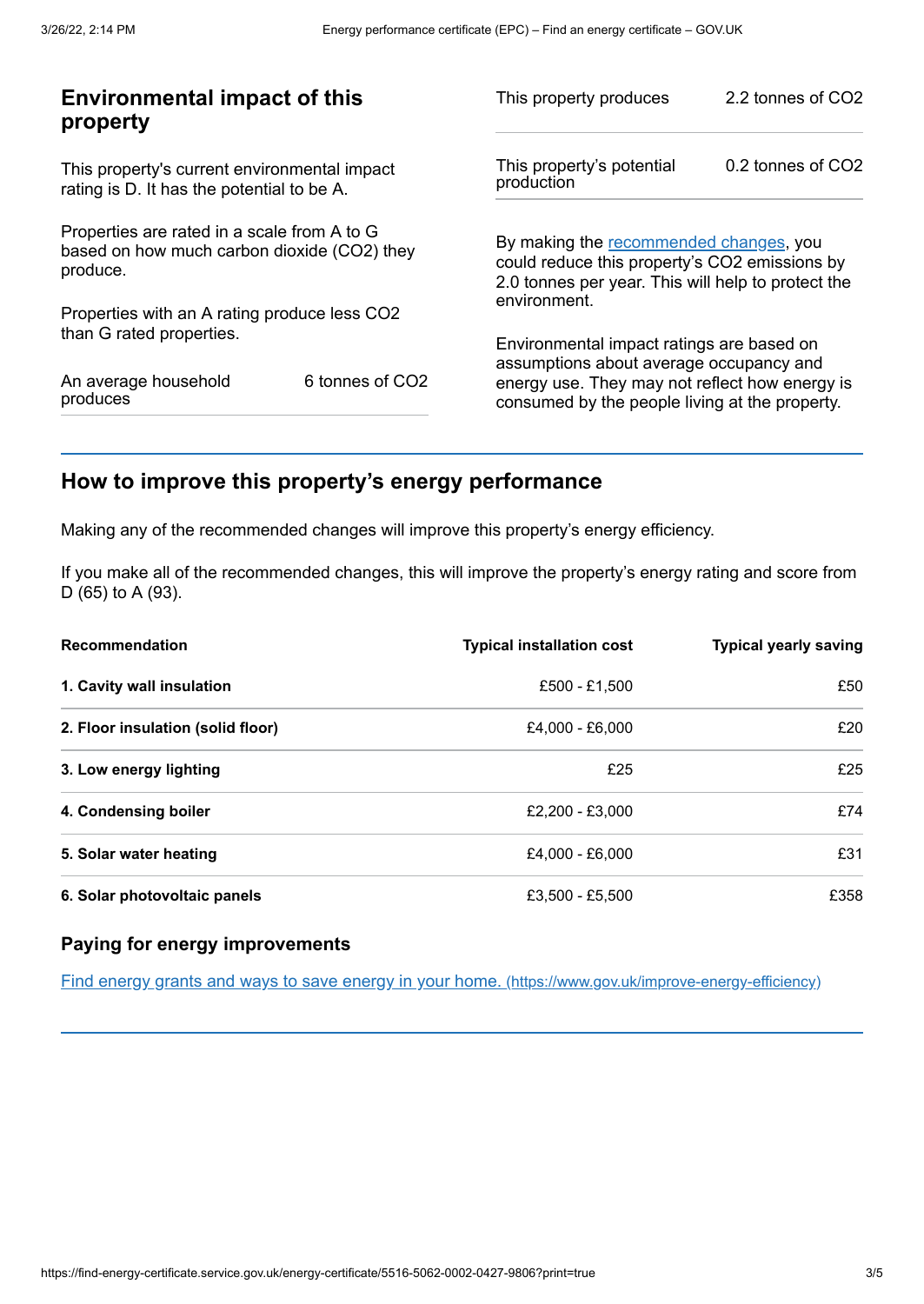## Environmental impact of this property

This property's current environmental impact rating is D. It has the potential to be A.

Properties are rated in a scale from A to G based on how much carbon dioxide ($CO_2$) they produce.

Properties with an A rating produce less $CO_2$ than G rated properties.

| | |
|---|---|
| An average household produces | 6 tonnes of $CO_2$ |

| | |
|---|---|
| This property produces | 2.2 tonnes of $CO_2$ |
| This property's potential production | 0.2 tonnes of $CO_2$ |

By making the recommended changes, you could reduce this property's $CO_2$ emissions by 2.0 tonnes per year. This will help to protect the environment.

Environmental impact ratings are based on assumptions about average occupancy and energy use. They may not reflect how energy is consumed by the people living at the property.

## How to improve this property's energy performance

Making any of the recommended changes will improve this property's energy efficiency.

If you make all of the recommended changes, this will improve the property's energy rating and score from D (65) to A (93).

| Recommendation | Typical installation cost | Typical yearly saving |
|---|---|---|
| **1. Cavity wall insulation** | £500 - £1,500 | £50 |
| **2. Floor insulation (solid floor)** | £4,000 - £6,000 | £20 |
| **3. Low energy lighting** | £25 | £25 |
| **4. Condensing boiler** | £2,200 - £3,000 | £74 |
| **5. Solar water heating** | £4,000 - £6,000 | £31 |
| **6. Solar photovoltaic panels** | £3,500 - £5,500 | £358 |

### Paying for energy improvements

[Find energy grants and ways to save energy in your home. (https://www.gov.uk/improve-energy-efficiency)](https://www.gov.uk/improve-energy-efficiency)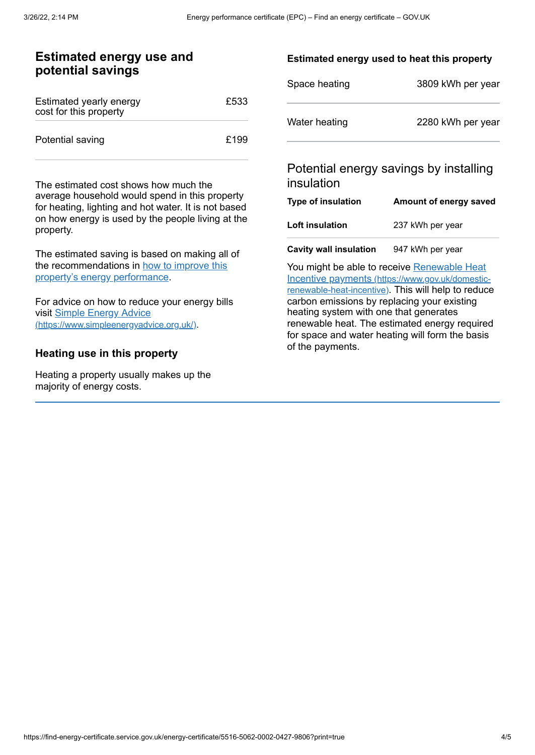## Estimated energy use and potential savings

| Estimated yearly energy cost for this property | £533 |
| --- | --- |
| Potential saving | £199 |

The estimated cost shows how much the average household would spend in this property for heating, lighting and hot water. It is not based on how energy is used by the people living at the property.

The estimated saving is based on making all of the recommendations in [how to improve this property's energy performance](#).

For advice on how to reduce your energy bills visit [Simple Energy Advice (https://www.simpleenergyadvice.org.uk/)](https://www.simpleenergyadvice.org.uk/).

### Heating use in this property

Heating a property usually makes up the majority of energy costs.

#### Estimated energy used to heat this property

| Space heating | 3809 kWh per year |
| --- | --- |
| Water heating | 2280 kWh per year |

### Potential energy savings by installing insulation

| Type of insulation | Amount of energy saved |
| --- | --- |
| **Loft insulation** | 237 kWh per year |
| **Cavity wall insulation** | 947 kWh per year |

You might be able to receive [Renewable Heat Incentive payments (https://www.gov.uk/domestic-renewable-heat-incentive)](https://www.gov.uk/domestic-renewable-heat-incentive). This will help to reduce carbon emissions by replacing your existing heating system with one that generates renewable heat. The estimated energy required for space and water heating will form the basis of the payments.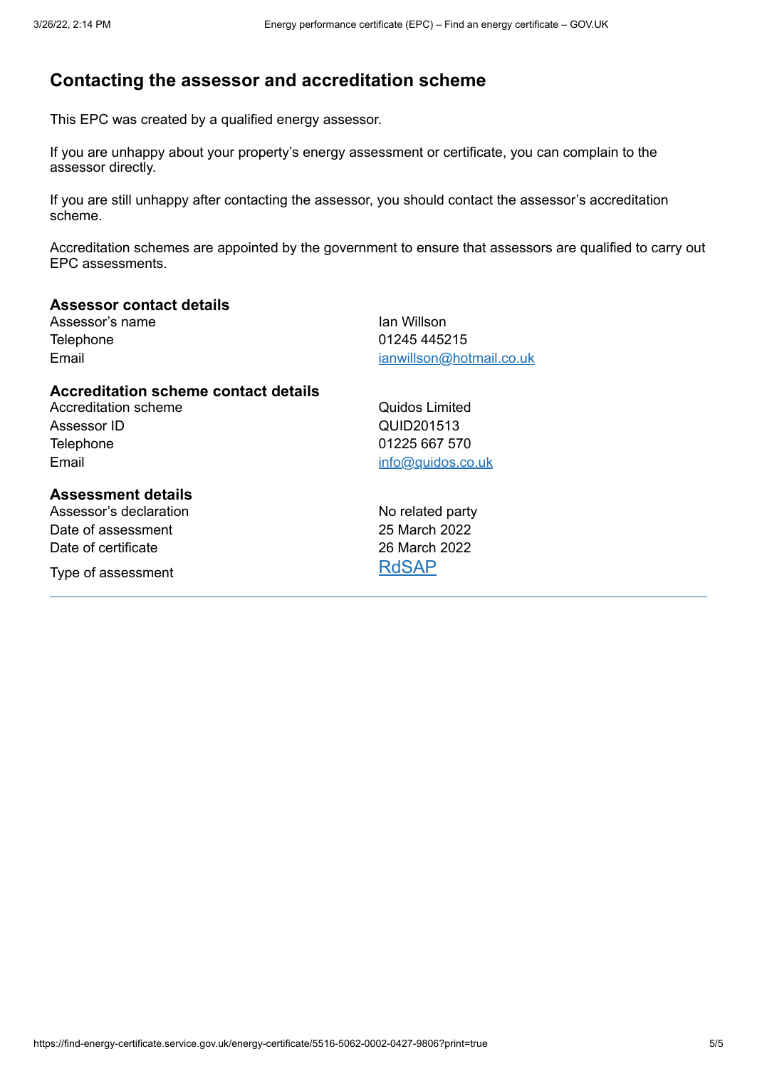## Contacting the assessor and accreditation scheme

This EPC was created by a qualified energy assessor.

If you are unhappy about your property's energy assessment or certificate, you can complain to the assessor directly.

If you are still unhappy after contacting the assessor, you should contact the assessor's accreditation scheme.

Accreditation schemes are appointed by the government to ensure that assessors are qualified to carry out EPC assessments.

### Assessor contact details

| | |
|---|---|
| Assessor's name | Ian Willson |
| Telephone | 01245 445215 |
| Email | ianwillson@hotmail.co.uk |

### Accreditation scheme contact details

| | |
|---|---|
| Accreditation scheme | Quidos Limited |
| Assessor ID | QUID201513 |
| Telephone | 01225 667 570 |
| Email | info@quidos.co.uk |

### Assessment details

| | |
|---|---|
| Assessor's declaration | No related party |
| Date of assessment | 25 March 2022 |
| Date of certificate | 26 March 2022 |
| Type of assessment | RdSAP |